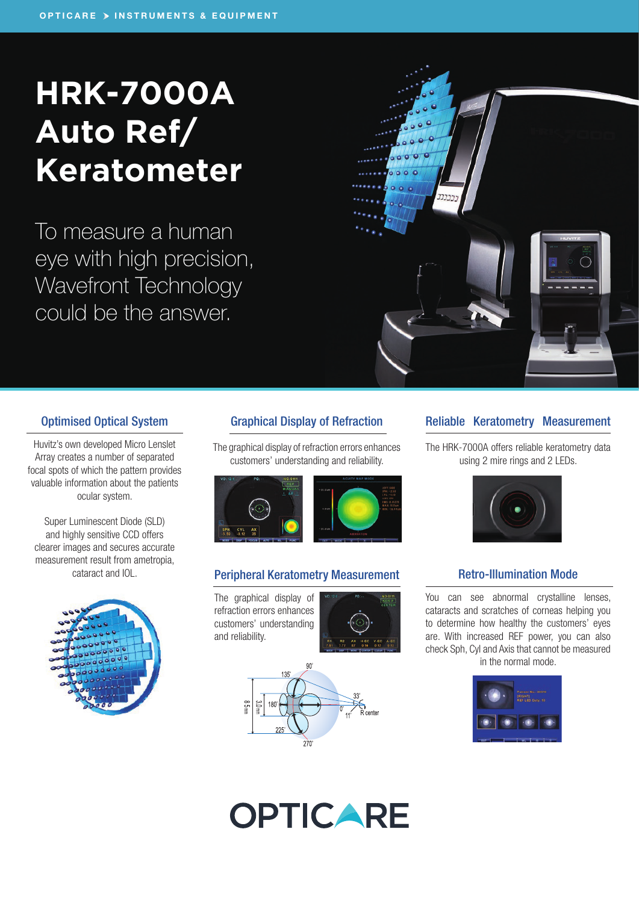OPTICARE ➤ INSTRUMENTS & EQUIPMENT

# HRK-7000A Auto Ref/ Keratometer

To measure a human eye with high precision, Wavefront Technology could be the answer.

## Optimised Optical System

Huvitz's own developed Micro Lenslet Array creates a number of separated focal spots of which the pattern provides valuable information about the patients ocular system.

Super Luminescent Diode (SLD) and highly sensitive CCD offers clearer images and secures accurate measurement result from ametropia, cataract and IOL.

## Graphical Display of Refraction

The graphical display of refraction errors enhances customers' understanding and reliability.

## Peripheral Keratometry Measurement

The graphical display of refraction errors enhances customers' understanding and reliability.

## Reliable Keratometry Measurement

The HRK-7000A offers reliable keratometry data using 2 mire rings and 2 LEDs.

## Retro-Illumination Mode

You can see abnormal crystalline lenses, cataracts and scratches of corneas helping you to determine how healthy the customers' eyes are. With increased REF power, you can also check Sph, Cyl and Axis that cannot be measured in the normal mode.

OPTICARE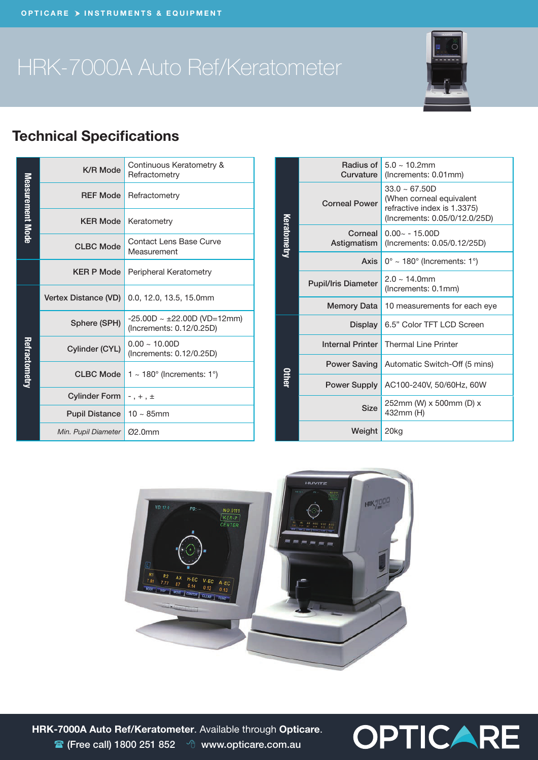OPTICARE > INSTRUMENTS & EQUIPMENT

# HRK-7000A Auto Ref/Keratometer

## Technical Specifications

| | | |
|---|---|---|
| Measurement Mode | K/R Mode | Continuous Keratometry & Refractometry |
| | REF Mode | Refractometry |
| | KER Mode | Keratometry |
| | CLBC Mode | Contact Lens Base Curve Measurement |
| | KER P Mode | Peripheral Keratometry |
| Refractometry | Vertex Distance (VD) | 0.0, 12.0, 13.5, 15.0mm |
| | Sphere (SPH) | -25.00D ~ ±22.00D (VD=12mm) (Increments: 0.12/0.25D) |
| | Cylinder (CYL) | 0.00 ~ 10.00D (Increments: 0.12/0.25D) |
| | CLBC Mode | 1 ~ 180° (Increments: 1°) |
| | Cylinder Form | - , + , ± |
| | Pupil Distance | 10 ~ 85mm |
| | *Min. Pupil Diameter* | Ø2.0mm |

| | | |
|---|---|---|
| Keratometry | Radius of Curvature | 5.0 ~ 10.2mm (Increments: 0.01mm) |
| | Corneal Power | 33.0 ~ 67.50D (When corneal equivalent refractive index is 1.3375) (Increments: 0.05/0/12.0/25D) |
| | Corneal Astigmatism | 0.00~ - 15.00D (Increments: 0.05/0.12/25D) |
| | Axis | 0° ~ 180° (Increments: 1°) |
| | Pupil/Iris Diameter | 2.0 ~ 14.0mm (Increments: 0.1mm) |
| | Memory Data | 10 measurements for each eye |
| Other | Display | 6.5" Color TFT LCD Screen |
| | Internal Printer | Thermal Line Printer |
| | Power Saving | Automatic Switch-Off (5 mins) |
| | Power Supply | AC100-240V, 50/60Hz, 60W |
| | Size | 252mm (W) x 500mm (D) x 432mm (H) |
| | Weight | 20kg |

**HRK-7000A Auto Ref/Keratometer**. Available through **Opticare**.
☎ (Free call) 1800 251 852 www.opticare.com.au

OPTICARE